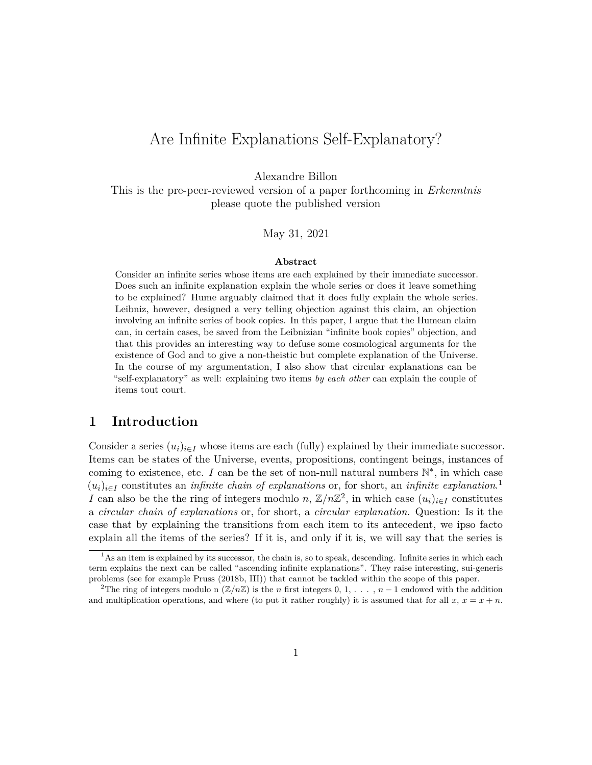# Are Infinite Explanations Self-Explanatory?

Alexandre Billon

This is the pre-peer-reviewed version of a paper forthcoming in *Erkenntnis* please quote the published version

May 31, 2021

**Abstract**

Consider an infinite series whose items are each explained by their immediate successor. Does such an infinite explanation explain the whole series or does it leave something to be explained? Hume arguably claimed that it does fully explain the whole series. Leibniz, however, designed a very telling objection against this claim, an objection involving an infinite series of book copies. In this paper, I argue that the Humean claim can, in certain cases, be saved from the Leibnizian "infinite book copies" objection, and that this provides an interesting way to defuse some cosmological arguments for the existence of God and to give a non-theistic but complete explanation of the Universe. In the course of my argumentation, I also show that circular explanations can be "self-explanatory" as well: explaining two items *by each other* can explain the couple of items tout court.

## 1 Introduction

Consider a series $(u_i)_{i\in I}$ whose items are each (fully) explained by their immediate successor. Items can be states of the Universe, events, propositions, contingent beings, instances of coming to existence, etc. $I$ can be the set of non-null natural numbers $\mathbb{N}^*$, in which case $(u_i)_{i\in I}$ constitutes an *infinite chain of explanations* or, for short, an *infinite explanation*.[1] $I$ can also be the the ring of integers modulo $n$, $\mathbb{Z}/n\mathbb{Z}$[2], in which case $(u_i)_{i\in I}$ constitutes a *circular chain of explanations* or, for short, a *circular explanation*. Question: Is it the case that by explaining the transitions from each item to its antecedent, we ipso facto explain all the items of the series? If it is, and only if it is, we will say that the series is

[1] As an item is explained by its successor, the chain is, so to speak, descending. Infinite series in which each term explains the next can be called "ascending infinite explanations". They raise interesting, sui-generis problems (see for example Pruss (2018b, III)) that cannot be tackled within the scope of this paper.

[2] The ring of integers modulo n ($\mathbb{Z}/n\mathbb{Z}$) is the $n$ first integers 0, 1, . . . , $n-1$ endowed with the addition and multiplication operations, and where (to put it rather roughly) it is assumed that for all $x$, $x = x + n$.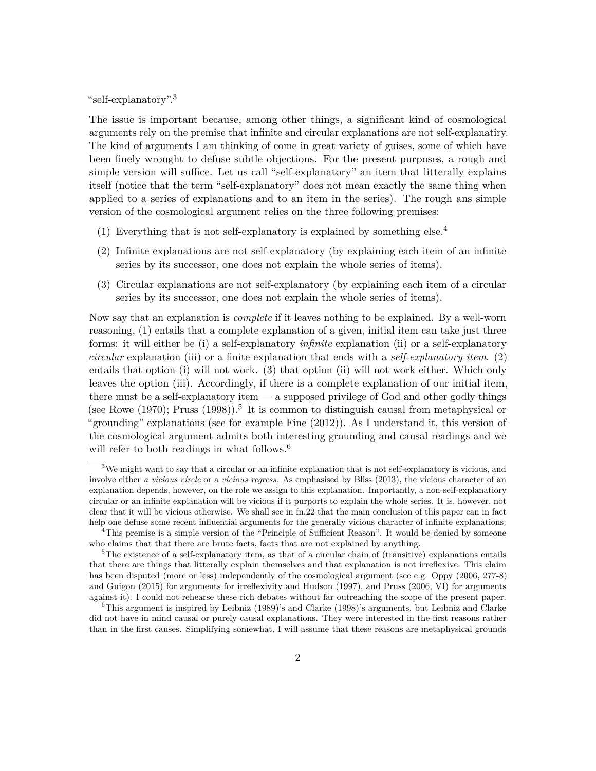"self-explanatory".[3]

The issue is important because, among other things, a significant kind of cosmological arguments rely on the premise that infinite and circular explanations are not self-explanatiry. The kind of arguments I am thinking of come in great variety of guises, some of which have been finely wrought to defuse subtle objections. For the present purposes, a rough and simple version will suffice. Let us call "self-explanatory" an item that litterally explains itself (notice that the term "self-explanatory" does not mean exactly the same thing when applied to a series of explanations and to an item in the series). The rough ans simple version of the cosmological argument relies on the three following premises:

(1) Everything that is not self-explanatory is explained by something else.[4]

(2) Infinite explanations are not self-explanatory (by explaining each item of an infinite series by its successor, one does not explain the whole series of items).

(3) Circular explanations are not self-explanatory (by explaining each item of a circular series by its successor, one does not explain the whole series of items).

Now say that an explanation is *complete* if it leaves nothing to be explained. By a well-worn reasoning, (1) entails that a complete explanation of a given, initial item can take just three forms: it will either be (i) a self-explanatory *infinite* explanation (ii) or a self-explanatory *circular* explanation (iii) or a finite explanation that ends with a *self-explanatory item*. (2) entails that option (i) will not work. (3) that option (ii) will not work either. Which only leaves the option (iii). Accordingly, if there is a complete explanation of our initial item, there must be a self-explanatory item — a supposed privilege of God and other godly things (see Rowe (1970); Pruss (1998)).[5] It is common to distinguish causal from metaphysical or "grounding" explanations (see for example Fine (2012)). As I understand it, this version of the cosmological argument admits both interesting grounding and causal readings and we will refer to both readings in what follows.[6]

[3] We might want to say that a circular or an infinite explanation that is not self-explanatory is vicious, and involve either *a vicious circle* or a *vicious regress*. As emphasised by Bliss (2013), the vicious character of an explanation depends, however, on the role we assign to this explanation. Importantly, a non-self-explanatiory circular or an infinite explanation will be vicious if it purports to explain the whole series. It is, however, not clear that it will be vicious otherwise. We shall see in fn.22 that the main conclusion of this paper can in fact help one defuse some recent influential arguments for the generally vicious character of infinite explanations.

[4] This premise is a simple version of the "Principle of Sufficient Reason". It would be denied by someone who claims that that there are brute facts, facts that are not explained by anything.

[5] The existence of a self-explanatory item, as that of a circular chain of (transitive) explanations entails that there are things that litterally explain themselves and that explanation is not irreflexive. This claim has been disputed (more or less) independently of the cosmological argument (see e.g. Oppy (2006, 277-8) and Guigon (2015) for arguments for irreflexivity and Hudson (1997), and Pruss (2006, VI) for arguments against it). I could not rehearse these rich debates without far outreaching the scope of the present paper.

[6] This argument is inspired by Leibniz (1989)'s and Clarke (1998)'s arguments, but Leibniz and Clarke did not have in mind causal or purely causal explanations. They were interested in the first reasons rather than in the first causes. Simplifying somewhat, I will assume that these reasons are metaphysical grounds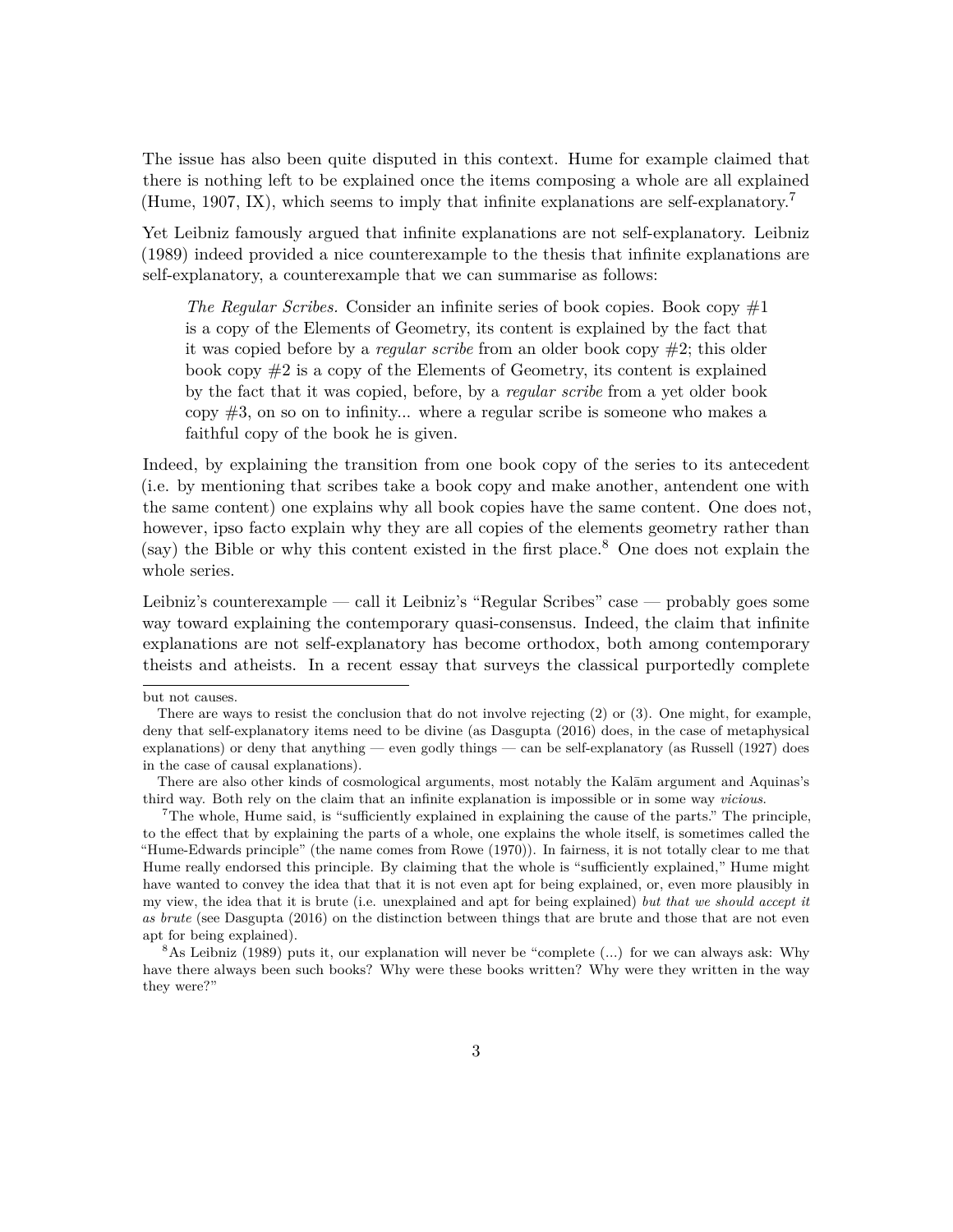The issue has also been quite disputed in this context. Hume for example claimed that there is nothing left to be explained once the items composing a whole are all explained (Hume, 1907, IX), which seems to imply that infinite explanations are self-explanatory.[7]

Yet Leibniz famously argued that infinite explanations are not self-explanatory. Leibniz (1989) indeed provided a nice counterexample to the thesis that infinite explanations are self-explanatory, a counterexample that we can summarise as follows:

> *The Regular Scribes.* Consider an infinite series of book copies. Book copy #1 is a copy of the Elements of Geometry, its content is explained by the fact that it was copied before by a *regular scribe* from an older book copy #2; this older book copy #2 is a copy of the Elements of Geometry, its content is explained by the fact that it was copied, before, by a *regular scribe* from a yet older book copy #3, on so on to infinity... where a regular scribe is someone who makes a faithful copy of the book he is given.

Indeed, by explaining the transition from one book copy of the series to its antecedent (i.e. by mentioning that scribes take a book copy and make another, antendent one with the same content) one explains why all book copies have the same content. One does not, however, ipso facto explain why they are all copies of the elements geometry rather than (say) the Bible or why this content existed in the first place.[8] One does not explain the whole series.

Leibniz's counterexample — call it Leibniz's "Regular Scribes" case — probably goes some way toward explaining the contemporary quasi-consensus. Indeed, the claim that infinite explanations are not self-explanatory has become orthodox, both among contemporary theists and atheists. In a recent essay that surveys the classical purportedly complete

---

but not causes.

There are ways to resist the conclusion that do not involve rejecting (2) or (3). One might, for example, deny that self-explanatory items need to be divine (as Dasgupta (2016) does, in the case of metaphysical explanations) or deny that anything — even godly things — can be self-explanatory (as Russell (1927) does in the case of causal explanations).

There are also other kinds of cosmological arguments, most notably the Kalām argument and Aquinas's third way. Both rely on the claim that an infinite explanation is impossible or in some way *vicious*.

[7] The whole, Hume said, is "sufficiently explained in explaining the cause of the parts." The principle, to the effect that by explaining the parts of a whole, one explains the whole itself, is sometimes called the "Hume-Edwards principle" (the name comes from Rowe (1970)). In fairness, it is not totally clear to me that Hume really endorsed this principle. By claiming that the whole is "sufficiently explained," Hume might have wanted to convey the idea that that it is not even apt for being explained, or, even more plausibly in my view, the idea that it is brute (i.e. unexplained and apt for being explained) *but that we should accept it as brute* (see Dasgupta (2016) on the distinction between things that are brute and those that are not even apt for being explained).

[8] As Leibniz (1989) puts it, our explanation will never be "complete (...) for we can always ask: Why have there always been such books? Why were these books written? Why were they written in the way they were?"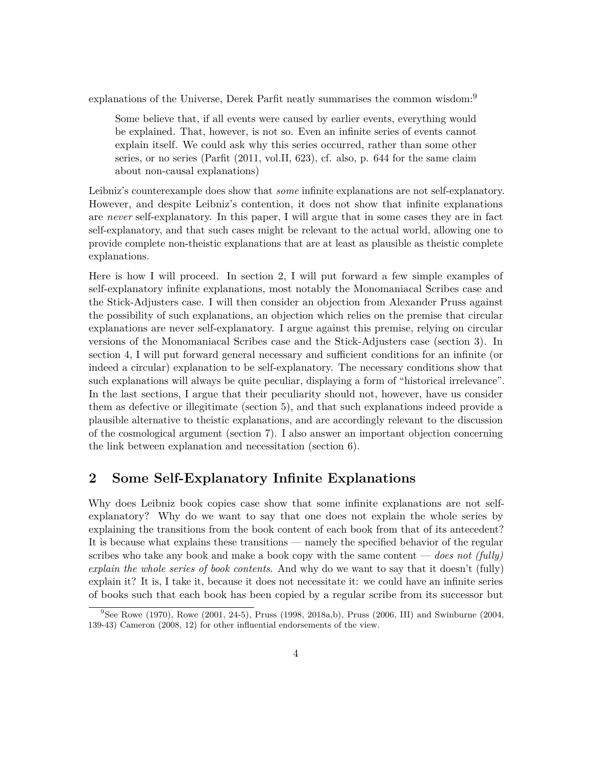explanations of the Universe, Derek Parfit neatly summarises the common wisdom:[9]

> Some believe that, if all events were caused by earlier events, everything would be explained. That, however, is not so. Even an infinite series of events cannot explain itself. We could ask why this series occurred, rather than some other series, or no series (Parfit (2011, vol.II, 623), cf. also, p. 644 for the same claim about non-causal explanations)

Leibniz's counterexample does show that *some* infinite explanations are not self-explanatory. However, and despite Leibniz's contention, it does not show that infinite explanations are *never* self-explanatory. In this paper, I will argue that in some cases they are in fact self-explanatory, and that such cases might be relevant to the actual world, allowing one to provide complete non-theistic explanations that are at least as plausible as theistic complete explanations.

Here is how I will proceed. In section 2, I will put forward a few simple examples of self-explanatory infinite explanations, most notably the Monomaniacal Scribes case and the Stick-Adjusters case. I will then consider an objection from Alexander Pruss against the possibility of such explanations, an objection which relies on the premise that circular explanations are never self-explanatory. I argue against this premise, relying on circular versions of the Monomaniacal Scribes case and the Stick-Adjusters case (section 3). In section 4, I will put forward general necessary and sufficient conditions for an infinite (or indeed a circular) explanation to be self-explanatory. The necessary conditions show that such explanations will always be quite peculiar, displaying a form of "historical irrelevance". In the last sections, I argue that their peculiarity should not, however, have us consider them as defective or illegitimate (section 5), and that such explanations indeed provide a plausible alternative to theistic explanations, and are accordingly relevant to the discussion of the cosmological argument (section 7). I also answer an important objection concerning the link between explanation and necessitation (section 6).

## 2 Some Self-Explanatory Infinite Explanations

Why does Leibniz book copies case show that some infinite explanations are not self-explanatory? Why do we want to say that one does not explain the whole series by explaining the transitions from the book content of each book from that of its antecedent? It is because what explains these transitions — namely the specified behavior of the regular scribes who take any book and make a book copy with the same content — *does not (fully) explain the whole series of book contents*. And why do we want to say that it doesn't (fully) explain it? It is, I take it, because it does not necessitate it: we could have an infinite series of books such that each book has been copied by a regular scribe from its successor but

[9] See Rowe (1970), Rowe (2001, 24-5), Pruss (1998, 2018a,b), Pruss (2006, III) and Swinburne (2004, 139-43) Cameron (2008, 12) for other influential endorsements of the view.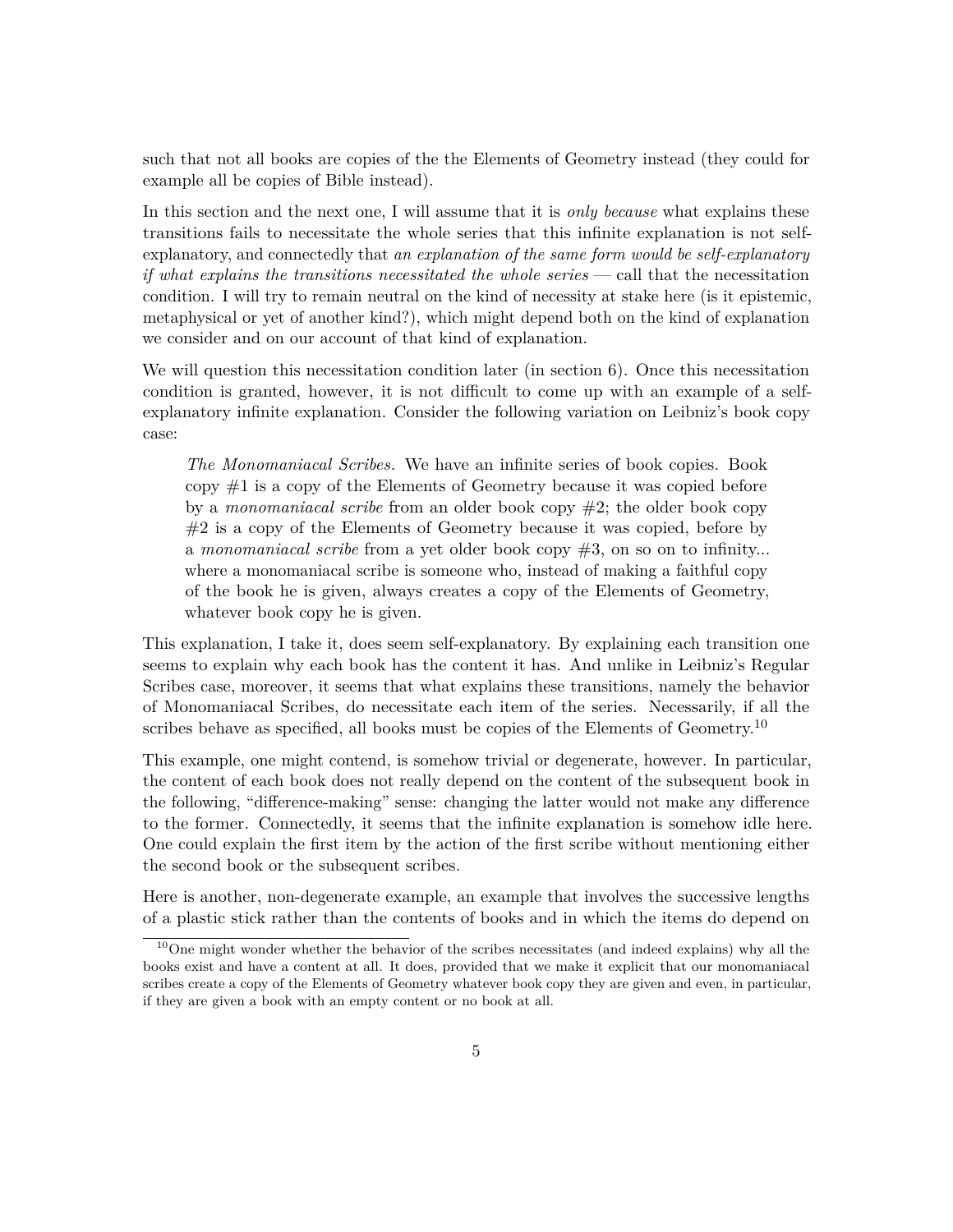such that not all books are copies of the the Elements of Geometry instead (they could for example all be copies of Bible instead).

In this section and the next one, I will assume that it is *only because* what explains these transitions fails to necessitate the whole series that this infinite explanation is not self-explanatory, and connectedly that *an explanation of the same form would be self-explanatory if what explains the transitions necessitated the whole series* — call that the necessitation condition. I will try to remain neutral on the kind of necessity at stake here (is it epistemic, metaphysical or yet of another kind?), which might depend both on the kind of explanation we consider and on our account of that kind of explanation.

We will question this necessitation condition later (in section 6). Once this necessitation condition is granted, however, it is not difficult to come up with an example of a self-explanatory infinite explanation. Consider the following variation on Leibniz's book copy case:

> *The Monomaniacal Scribes.* We have an infinite series of book copies. Book copy #1 is a copy of the Elements of Geometry because it was copied before by a *monomaniacal scribe* from an older book copy #2; the older book copy #2 is a copy of the Elements of Geometry because it was copied, before by a *monomaniacal scribe* from a yet older book copy #3, on so on to infinity... where a monomaniacal scribe is someone who, instead of making a faithful copy of the book he is given, always creates a copy of the Elements of Geometry, whatever book copy he is given.

This explanation, I take it, does seem self-explanatory. By explaining each transition one seems to explain why each book has the content it has. And unlike in Leibniz's Regular Scribes case, moreover, it seems that what explains these transitions, namely the behavior of Monomaniacal Scribes, do necessitate each item of the series. Necessarily, if all the scribes behave as specified, all books must be copies of the Elements of Geometry.[10]

This example, one might contend, is somehow trivial or degenerate, however. In particular, the content of each book does not really depend on the content of the subsequent book in the following, "difference-making" sense: changing the latter would not make any difference to the former. Connectedly, it seems that the infinite explanation is somehow idle here. One could explain the first item by the action of the first scribe without mentioning either the second book or the subsequent scribes.

Here is another, non-degenerate example, an example that involves the successive lengths of a plastic stick rather than the contents of books and in which the items do depend on

[10] One might wonder whether the behavior of the scribes necessitates (and indeed explains) why all the books exist and have a content at all. It does, provided that we make it explicit that our monomaniacal scribes create a copy of the Elements of Geometry whatever book copy they are given and even, in particular, if they are given a book with an empty content or no book at all.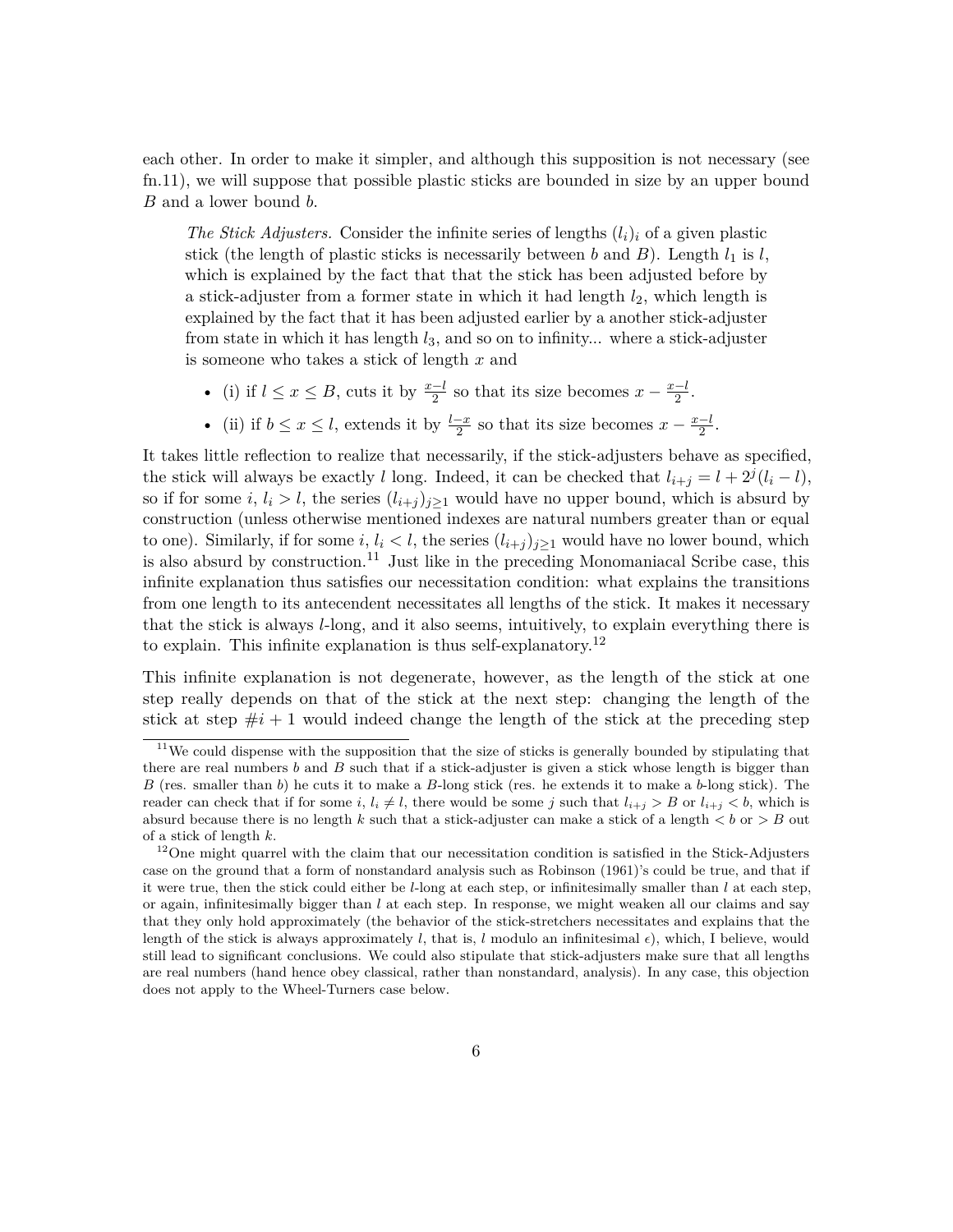each other. In order to make it simpler, and although this supposition is not necessary (see fn.11), we will suppose that possible plastic sticks are bounded in size by an upper bound $B$ and a lower bound $b$.

> *The Stick Adjusters.* Consider the infinite series of lengths $(l_i)_i$ of a given plastic stick (the length of plastic sticks is necessarily between $b$ and $B$). Length $l_1$ is $l$, which is explained by the fact that that the stick has been adjusted before by a stick-adjuster from a former state in which it had length $l_2$, which length is explained by the fact that it has been adjusted earlier by a another stick-adjuster from state in which it has length $l_3$, and so on to infinity... where a stick-adjuster is someone who takes a stick of length $x$ and
>
> - (i) if $l \leq x \leq B$, cuts it by $\frac{x-l}{2}$ so that its size becomes $x - \frac{x-l}{2}$.
> - (ii) if $b \leq x \leq l$, extends it by $\frac{l-x}{2}$ so that its size becomes $x - \frac{x-l}{2}$.

It takes little reflection to realize that necessarily, if the stick-adjusters behave as specified, the stick will always be exactly $l$ long. Indeed, it can be checked that $l_{i+j} = l + 2^j(l_i - l)$, so if for some $i$, $l_i > l$, the series $(l_{i+j})_{j\geq 1}$ would have no upper bound, which is absurd by construction (unless otherwise mentioned indexes are natural numbers greater than or equal to one). Similarly, if for some $i$, $l_i < l$, the series $(l_{i+j})_{j\geq 1}$ would have no lower bound, which is also absurd by construction.[11] Just like in the preceding Monomaniacal Scribe case, this infinite explanation thus satisfies our necessitation condition: what explains the transitions from one length to its antecendent necessitates all lengths of the stick. It makes it necessary that the stick is always $l$-long, and it also seems, intuitively, to explain everything there is to explain. This infinite explanation is thus self-explanatory.[12]

This infinite explanation is not degenerate, however, as the length of the stick at one step really depends on that of the stick at the next step: changing the length of the stick at step $\#i + 1$ would indeed change the length of the stick at the preceding step

[11] We could dispense with the supposition that the size of sticks is generally bounded by stipulating that there are real numbers $b$ and $B$ such that if a stick-adjuster is given a stick whose length is bigger than $B$ (res. smaller than $b$) he cuts it to make a $B$-long stick (res. he extends it to make a $b$-long stick). The reader can check that if for some $i$, $l_i \neq l$, there would be some $j$ such that $l_{i+j} > B$ or $l_{i+j} < b$, which is absurd because there is no length $k$ such that a stick-adjuster can make a stick of a length $< b$ or $> B$ out of a stick of length $k$.

[12] One might quarrel with the claim that our necessitation condition is satisfied in the Stick-Adjusters case on the ground that a form of nonstandard analysis such as Robinson (1961)'s could be true, and that if it were true, then the stick could either be $l$-long at each step, or infinitesimally smaller than $l$ at each step, or again, infinitesimally bigger than $l$ at each step. In response, we might weaken all our claims and say that they only hold approximately (the behavior of the stick-stretchers necessitates and explains that the length of the stick is always approximately $l$, that is, $l$ modulo an infinitesimal $\epsilon$), which, I believe, would still lead to significant conclusions. We could also stipulate that stick-adjusters make sure that all lengths are real numbers (hand hence obey classical, rather than nonstandard, analysis). In any case, this objection does not apply to the Wheel-Turners case below.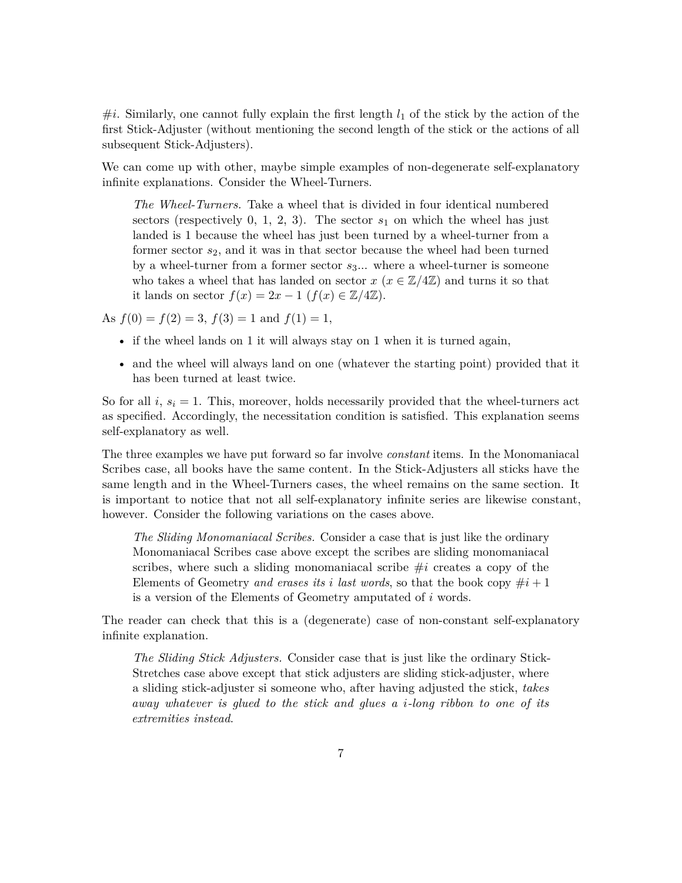#$i$. Similarly, one cannot fully explain the first length $l_1$ of the stick by the action of the first Stick-Adjuster (without mentioning the second length of the stick or the actions of all subsequent Stick-Adjusters).

We can come up with other, maybe simple examples of non-degenerate self-explanatory infinite explanations. Consider the Wheel-Turners.

> *The Wheel-Turners.* Take a wheel that is divided in four identical numbered sectors (respectively 0, 1, 2, 3). The sector $s_1$ on which the wheel has just landed is 1 because the wheel has just been turned by a wheel-turner from a former sector $s_2$, and it was in that sector because the wheel had been turned by a wheel-turner from a former sector $s_3$... where a wheel-turner is someone who takes a wheel that has landed on sector $x$ ($x \in \mathbb{Z}/4\mathbb{Z}$) and turns it so that it lands on sector $f(x) = 2x - 1$ ($f(x) \in \mathbb{Z}/4\mathbb{Z}$).

As $f(0) = f(2) = 3$, $f(3) = 1$ and $f(1) = 1$,

- if the wheel lands on 1 it will always stay on 1 when it is turned again,
- and the wheel will always land on one (whatever the starting point) provided that it has been turned at least twice.

So for all $i$, $s_i = 1$. This, moreover, holds necessarily provided that the wheel-turners act as specified. Accordingly, the necessitation condition is satisfied. This explanation seems self-explanatory as well.

The three examples we have put forward so far involve *constant* items. In the Monomaniacal Scribes case, all books have the same content. In the Stick-Adjusters all sticks have the same length and in the Wheel-Turners cases, the wheel remains on the same section. It is important to notice that not all self-explanatory infinite series are likewise constant, however. Consider the following variations on the cases above.

> *The Sliding Monomaniacal Scribes.* Consider a case that is just like the ordinary Monomaniacal Scribes case above except the scribes are sliding monomaniacal scribes, where such a sliding monomaniacal scribe #$i$ creates a copy of the Elements of Geometry *and erases its $i$ last words*, so that the book copy #$i+1$ is a version of the Elements of Geometry amputated of $i$ words.

The reader can check that this is a (degenerate) case of non-constant self-explanatory infinite explanation.

> *The Sliding Stick Adjusters.* Consider case that is just like the ordinary Stick-Stretches case above except that stick adjusters are sliding stick-adjuster, where a sliding stick-adjuster si someone who, after having adjusted the stick, *takes away whatever is glued to the stick and glues a $i$-long ribbon to one of its extremities instead*.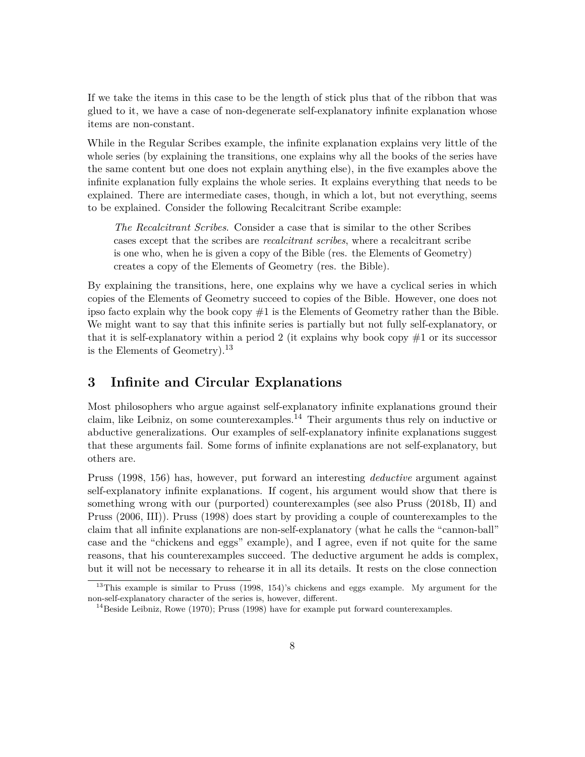If we take the items in this case to be the length of stick plus that of the ribbon that was glued to it, we have a case of non-degenerate self-explanatory infinite explanation whose items are non-constant.

While in the Regular Scribes example, the infinite explanation explains very little of the whole series (by explaining the transitions, one explains why all the books of the series have the same content but one does not explain anything else), in the five examples above the infinite explanation fully explains the whole series. It explains everything that needs to be explained. There are intermediate cases, though, in which a lot, but not everything, seems to be explained. Consider the following Recalcitrant Scribe example:

> *The Recalcitrant Scribes.* Consider a case that is similar to the other Scribes cases except that the scribes are *recalcitrant scribes*, where a recalcitrant scribe is one who, when he is given a copy of the Bible (res. the Elements of Geometry) creates a copy of the Elements of Geometry (res. the Bible).

By explaining the transitions, here, one explains why we have a cyclical series in which copies of the Elements of Geometry succeed to copies of the Bible. However, one does not ipso facto explain why the book copy #1 is the Elements of Geometry rather than the Bible. We might want to say that this infinite series is partially but not fully self-explanatory, or that it is self-explanatory within a period 2 (it explains why book copy #1 or its successor is the Elements of Geometry).[13]

## 3 Infinite and Circular Explanations

Most philosophers who argue against self-explanatory infinite explanations ground their claim, like Leibniz, on some counterexamples.[14] Their arguments thus rely on inductive or abductive generalizations. Our examples of self-explanatory infinite explanations suggest that these arguments fail. Some forms of infinite explanations are not self-explanatory, but others are.

Pruss (1998, 156) has, however, put forward an interesting *deductive* argument against self-explanatory infinite explanations. If cogent, his argument would show that there is something wrong with our (purported) counterexamples (see also Pruss (2018b, II) and Pruss (2006, III)). Pruss (1998) does start by providing a couple of counterexamples to the claim that all infinite explanations are non-self-explanatory (what he calls the "cannon-ball" case and the "chickens and eggs" example), and I agree, even if not quite for the same reasons, that his counterexamples succeed. The deductive argument he adds is complex, but it will not be necessary to rehearse it in all its details. It rests on the close connection

[13] This example is similar to Pruss (1998, 154)'s chickens and eggs example. My argument for the non-self-explanatory character of the series is, however, different.

[14] Beside Leibniz, Rowe (1970); Pruss (1998) have for example put forward counterexamples.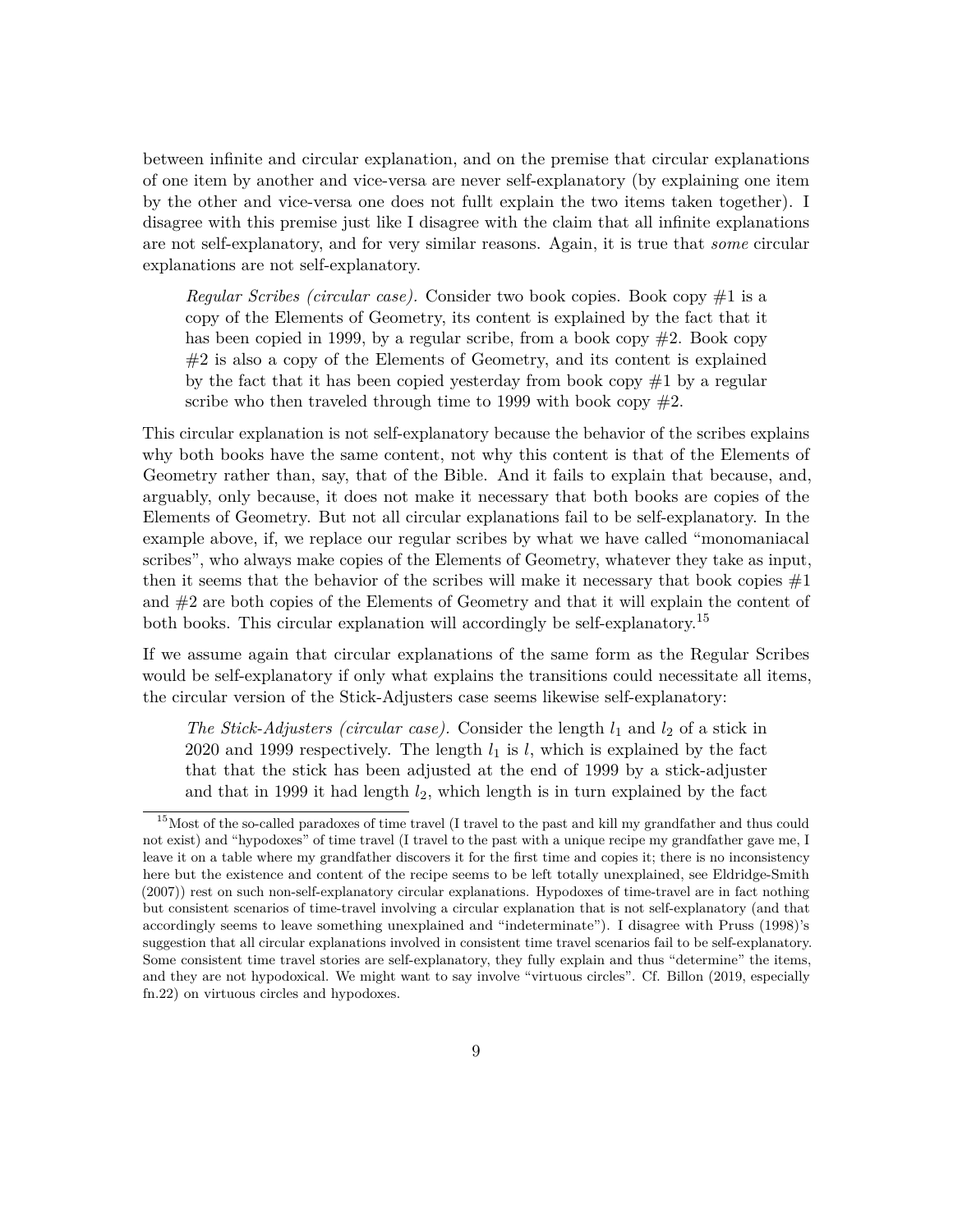between infinite and circular explanation, and on the premise that circular explanations of one item by another and vice-versa are never self-explanatory (by explaining one item by the other and vice-versa one does not fullt explain the two items taken together). I disagree with this premise just like I disagree with the claim that all infinite explanations are not self-explanatory, and for very similar reasons. Again, it is true that *some* circular explanations are not self-explanatory.

> *Regular Scribes (circular case).* Consider two book copies. Book copy #1 is a copy of the Elements of Geometry, its content is explained by the fact that it has been copied in 1999, by a regular scribe, from a book copy #2. Book copy #2 is also a copy of the Elements of Geometry, and its content is explained by the fact that it has been copied yesterday from book copy #1 by a regular scribe who then traveled through time to 1999 with book copy #2.

This circular explanation is not self-explanatory because the behavior of the scribes explains why both books have the same content, not why this content is that of the Elements of Geometry rather than, say, that of the Bible. And it fails to explain that because, and, arguably, only because, it does not make it necessary that both books are copies of the Elements of Geometry. But not all circular explanations fail to be self-explanatory. In the example above, if, we replace our regular scribes by what we have called "monomaniacal scribes", who always make copies of the Elements of Geometry, whatever they take as input, then it seems that the behavior of the scribes will make it necessary that book copies #1 and #2 are both copies of the Elements of Geometry and that it will explain the content of both books. This circular explanation will accordingly be self-explanatory.[15]

If we assume again that circular explanations of the same form as the Regular Scribes would be self-explanatory if only what explains the transitions could necessitate all items, the circular version of the Stick-Adjusters case seems likewise self-explanatory:

> *The Stick-Adjusters (circular case).* Consider the length $l_1$ and $l_2$ of a stick in 2020 and 1999 respectively. The length $l_1$ is $l$, which is explained by the fact that that the stick has been adjusted at the end of 1999 by a stick-adjuster and that in 1999 it had length $l_2$, which length is in turn explained by the fact

[15] Most of the so-called paradoxes of time travel (I travel to the past and kill my grandfather and thus could not exist) and "hypodoxes" of time travel (I travel to the past with a unique recipe my grandfather gave me, I leave it on a table where my grandfather discovers it for the first time and copies it; there is no inconsistency here but the existence and content of the recipe seems to be left totally unexplained, see Eldridge-Smith (2007)) rest on such non-self-explanatory circular explanations. Hypodoxes of time-travel are in fact nothing but consistent scenarios of time-travel involving a circular explanation that is not self-explanatory (and that accordingly seems to leave something unexplained and "indeterminate"). I disagree with Pruss (1998)'s suggestion that all circular explanations involved in consistent time travel scenarios fail to be self-explanatory. Some consistent time travel stories are self-explanatory, they fully explain and thus "determine" the items, and they are not hypodoxical. We might want to say involve "virtuous circles". Cf. Billon (2019, especially fn.22) on virtuous circles and hypodoxes.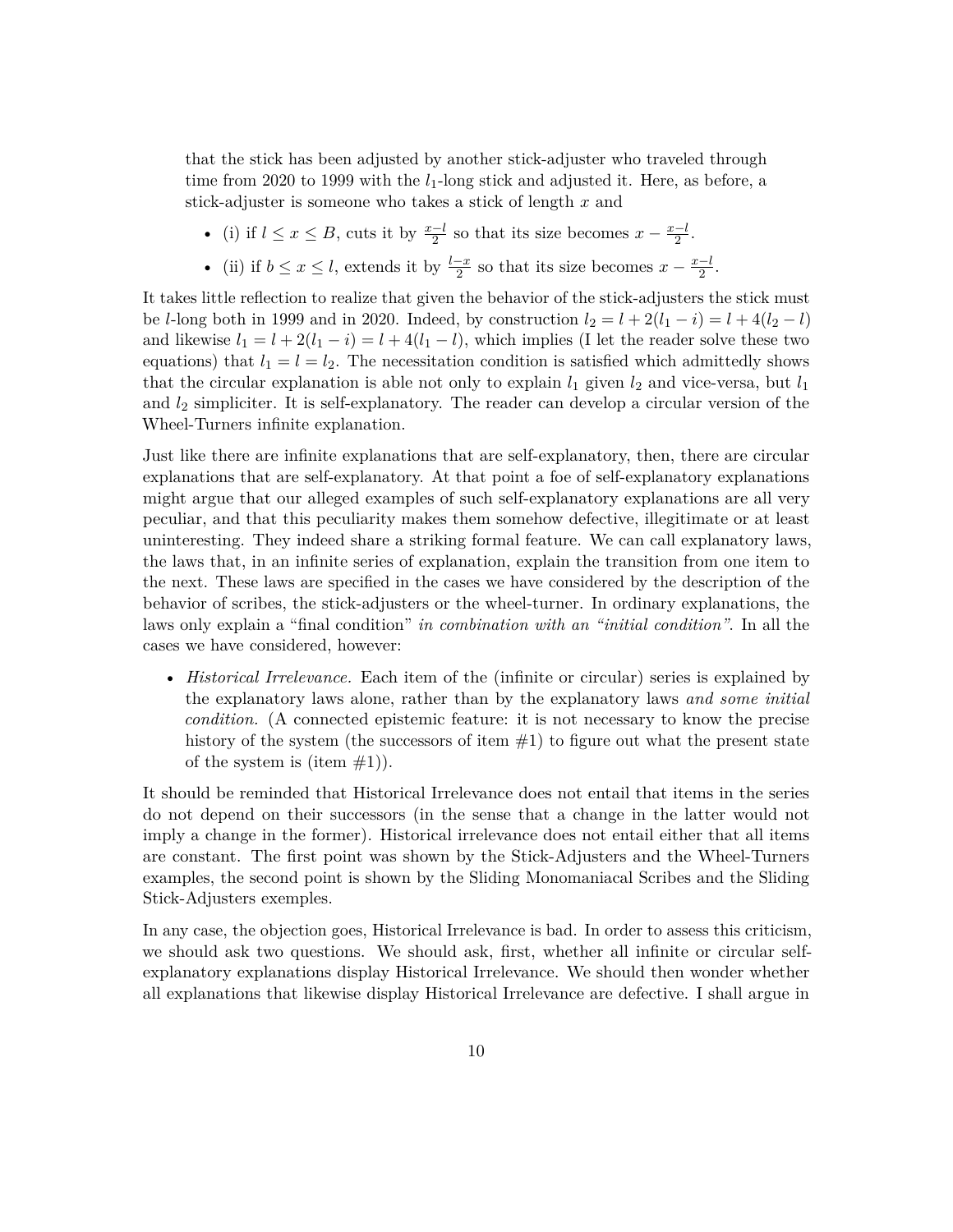that the stick has been adjusted by another stick-adjuster who traveled through time from 2020 to 1999 with the $l_1$-long stick and adjusted it. Here, as before, a stick-adjuster is someone who takes a stick of length $x$ and

- (i) if $l \leq x \leq B$, cuts it by $\frac{x-l}{2}$ so that its size becomes $x - \frac{x-l}{2}$.
- (ii) if $b \leq x \leq l$, extends it by $\frac{l-x}{2}$ so that its size becomes $x - \frac{x-l}{2}$.

It takes little reflection to realize that given the behavior of the stick-adjusters the stick must be $l$-long both in 1999 and in 2020. Indeed, by construction $l_2 = l + 2(l_1 - i) = l + 4(l_2 - l)$ and likewise $l_1 = l + 2(l_1 - i) = l + 4(l_1 - l)$, which implies (I let the reader solve these two equations) that $l_1 = l = l_2$. The necessitation condition is satisfied which admittedly shows that the circular explanation is able not only to explain $l_1$ given $l_2$ and vice-versa, but $l_1$ and $l_2$ simpliciter. It is self-explanatory. The reader can develop a circular version of the Wheel-Turners infinite explanation.

Just like there are infinite explanations that are self-explanatory, then, there are circular explanations that are self-explanatory. At that point a foe of self-explanatory explanations might argue that our alleged examples of such self-explanatory explanations are all very peculiar, and that this peculiarity makes them somehow defective, illegitimate or at least uninteresting. They indeed share a striking formal feature. We can call explanatory laws, the laws that, in an infinite series of explanation, explain the transition from one item to the next. These laws are specified in the cases we have considered by the description of the behavior of scribes, the stick-adjusters or the wheel-turner. In ordinary explanations, the laws only explain a "final condition" *in combination with an "initial condition"*. In all the cases we have considered, however:

- *Historical Irrelevance.* Each item of the (infinite or circular) series is explained by the explanatory laws alone, rather than by the explanatory laws *and some initial condition.* (A connected epistemic feature: it is not necessary to know the precise history of the system (the successors of item #1) to figure out what the present state of the system is (item #1)).

It should be reminded that Historical Irrelevance does not entail that items in the series do not depend on their successors (in the sense that a change in the latter would not imply a change in the former). Historical irrelevance does not entail either that all items are constant. The first point was shown by the Stick-Adjusters and the Wheel-Turners examples, the second point is shown by the Sliding Monomaniacal Scribes and the Sliding Stick-Adjusters exemples.

In any case, the objection goes, Historical Irrelevance is bad. In order to assess this criticism, we should ask two questions. We should ask, first, whether all infinite or circular self-explanatory explanations display Historical Irrelevance. We should then wonder whether all explanations that likewise display Historical Irrelevance are defective. I shall argue in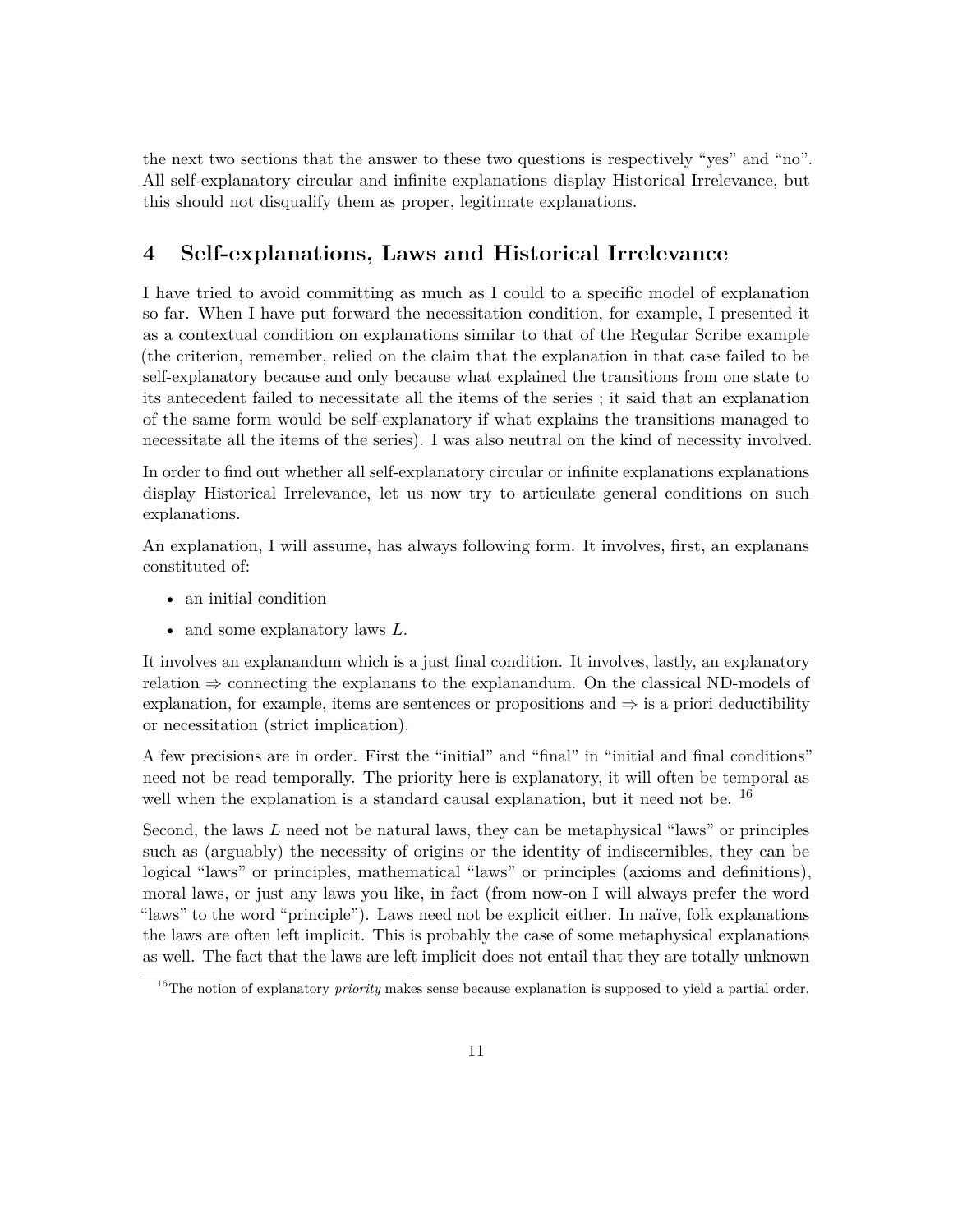the next two sections that the answer to these two questions is respectively "yes" and "no". All self-explanatory circular and infinite explanations display Historical Irrelevance, but this should not disqualify them as proper, legitimate explanations.

## 4 Self-explanations, Laws and Historical Irrelevance

I have tried to avoid committing as much as I could to a specific model of explanation so far. When I have put forward the necessitation condition, for example, I presented it as a contextual condition on explanations similar to that of the Regular Scribe example (the criterion, remember, relied on the claim that the explanation in that case failed to be self-explanatory because and only because what explained the transitions from one state to its antecedent failed to necessitate all the items of the series ; it said that an explanation of the same form would be self-explanatory if what explains the transitions managed to necessitate all the items of the series). I was also neutral on the kind of necessity involved.

In order to find out whether all self-explanatory circular or infinite explanations explanations display Historical Irrelevance, let us now try to articulate general conditions on such explanations.

An explanation, I will assume, has always following form. It involves, first, an explanans constituted of:

- an initial condition
- and some explanatory laws $L$.

It involves an explanandum which is a just final condition. It involves, lastly, an explanatory relation $\Rightarrow$ connecting the explanans to the explanandum. On the classical ND-models of explanation, for example, items are sentences or propositions and $\Rightarrow$ is a priori deductibility or necessitation (strict implication).

A few precisions are in order. First the "initial" and "final" in "initial and final conditions" need not be read temporally. The priority here is explanatory, it will often be temporal as well when the explanation is a standard causal explanation, but it need not be. [16]

Second, the laws $L$ need not be natural laws, they can be metaphysical "laws" or principles such as (arguably) the necessity of origins or the identity of indiscernibles, they can be logical "laws" or principles, mathematical "laws" or principles (axioms and definitions), moral laws, or just any laws you like, in fact (from now-on I will always prefer the word "laws" to the word "principle"). Laws need not be explicit either. In naïve, folk explanations the laws are often left implicit. This is probably the case of some metaphysical explanations as well. The fact that the laws are left implicit does not entail that they are totally unknown

[16] The notion of explanatory *priority* makes sense because explanation is supposed to yield a partial order.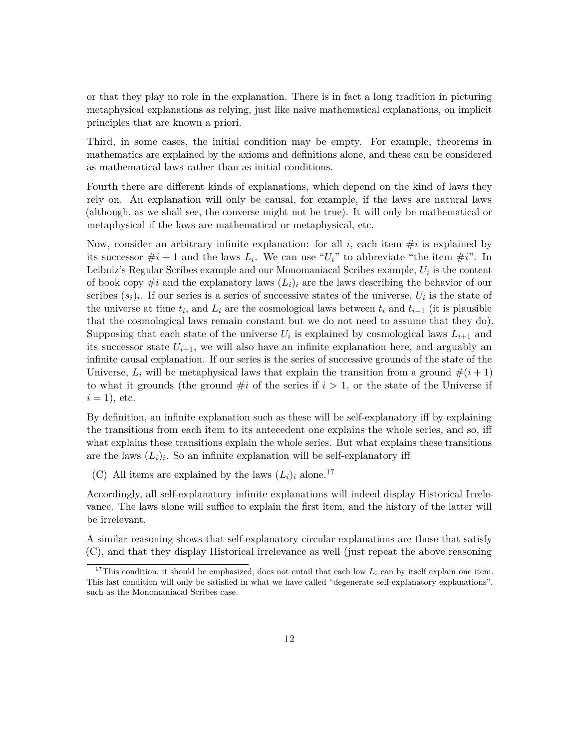or that they play no role in the explanation. There is in fact a long tradition in picturing metaphysical explanations as relying, just like naive mathematical explanations, on implicit principles that are known a priori.

Third, in some cases, the initial condition may be empty. For example, theorems in mathematics are explained by the axioms and definitions alone, and these can be considered as mathematical laws rather than as initial conditions.

Fourth there are different kinds of explanations, which depend on the kind of laws they rely on. An explanation will only be causal, for example, if the laws are natural laws (although, as we shall see, the converse might not be true). It will only be mathematical or metaphysical if the laws are mathematical or metaphysical, etc.

Now, consider an arbitrary infinite explanation: for all $i$, each item $\#i$ is explained by its successor $\#i+1$ and the laws $L_i$. We can use "$U_i$" to abbreviate "the item $\#i$". In Leibniz's Regular Scribes example and our Monomaniacal Scribes example, $U_i$ is the content of book copy $\#i$ and the explanatory laws $(L_i)_i$ are the laws describing the behavior of our scribes $(s_i)_i$. If our series is a series of successive states of the universe, $U_i$ is the state of the universe at time $t_i$, and $L_i$ are the cosmological laws between $t_i$ and $t_{i-1}$ (it is plausible that the cosmological laws remain constant but we do not need to assume that they do). Supposing that each state of the universe $U_i$ is explained by cosmological laws $L_{i+1}$ and its successor state $U_{i+1}$, we will also have an infinite explanation here, and arguably an infinite causal explanation. If our series is the series of successive grounds of the state of the Universe, $L_i$ will be metaphysical laws that explain the transition from a ground $\#(i+1)$ to what it grounds (the ground $\#i$ of the series if $i>1$, or the state of the Universe if $i=1$), etc.

By definition, an infinite explanation such as these will be self-explanatory iff by explaining the transitions from each item to its antecedent one explains the whole series, and so, iff what explains these transitions explain the whole series. But what explains these transitions are the laws $(L_i)_i$. So an infinite explanation will be self-explanatory iff

(C) All items are explained by the laws $(L_i)_i$ alone.[17]

Accordingly, all self-explanatory infinite explanations will indeed display Historical Irrelevance. The laws alone will suffice to explain the first item, and the history of the latter will be irrelevant.

A similar reasoning shows that self-explanatory circular explanations are those that satisfy (C), and that they display Historical irrelevance as well (just repeat the above reasoning

[17] This condition, it should be emphasized, does not entail that each low $L_i$ can by itself explain one item. This last condition will only be satisfied in what we have called "degenerate self-explanatory explanations", such as the Monomaniacal Scribes case.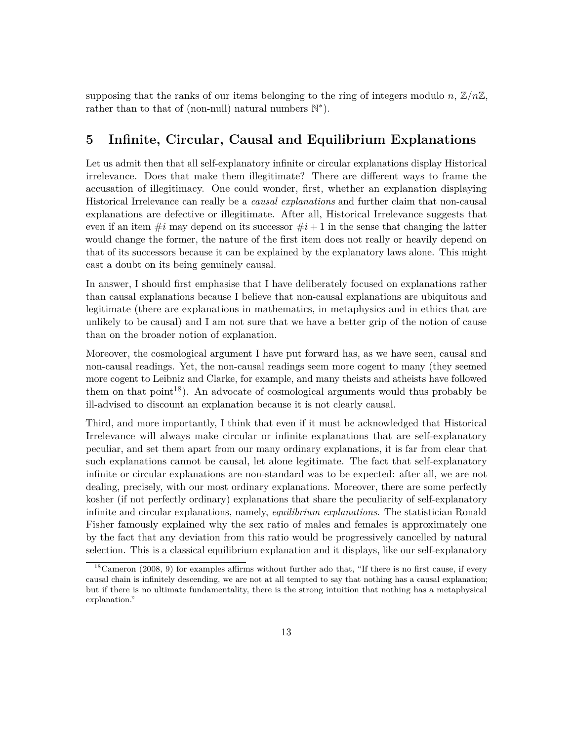supposing that the ranks of our items belonging to the ring of integers modulo $n$, $\mathbb{Z}/n\mathbb{Z}$, rather than to that of (non-null) natural numbers $\mathbb{N}^*$).

## 5 Infinite, Circular, Causal and Equilibrium Explanations

Let us admit then that all self-explanatory infinite or circular explanations display Historical irrelevance. Does that make them illegitimate? There are different ways to frame the accusation of illegitimacy. One could wonder, first, whether an explanation displaying Historical Irrelevance can really be a *causal explanations* and further claim that non-causal explanations are defective or illegitimate. After all, Historical Irrelevance suggests that even if an item $\#i$ may depend on its successor $\#i + 1$ in the sense that changing the latter would change the former, the nature of the first item does not really or heavily depend on that of its successors because it can be explained by the explanatory laws alone. This might cast a doubt on its being genuinely causal.

In answer, I should first emphasise that I have deliberately focused on explanations rather than causal explanations because I believe that non-causal explanations are ubiquitous and legitimate (there are explanations in mathematics, in metaphysics and in ethics that are unlikely to be causal) and I am not sure that we have a better grip of the notion of cause than on the broader notion of explanation.

Moreover, the cosmological argument I have put forward has, as we have seen, causal and non-causal readings. Yet, the non-causal readings seem more cogent to many (they seemed more cogent to Leibniz and Clarke, for example, and many theists and atheists have followed them on that point[18]). An advocate of cosmological arguments would thus probably be ill-advised to discount an explanation because it is not clearly causal.

Third, and more importantly, I think that even if it must be acknowledged that Historical Irrelevance will always make circular or infinite explanations that are self-explanatory peculiar, and set them apart from our many ordinary explanations, it is far from clear that such explanations cannot be causal, let alone legitimate. The fact that self-explanatory infinite or circular explanations are non-standard was to be expected: after all, we are not dealing, precisely, with our most ordinary explanations. Moreover, there are some perfectly kosher (if not perfectly ordinary) explanations that share the peculiarity of self-explanatory infinite and circular explanations, namely, *equilibrium explanations*. The statistician Ronald Fisher famously explained why the sex ratio of males and females is approximately one by the fact that any deviation from this ratio would be progressively cancelled by natural selection. This is a classical equilibrium explanation and it displays, like our self-explanatory

[18] Cameron (2008, 9) for examples affirms without further ado that, "If there is no first cause, if every causal chain is infinitely descending, we are not at all tempted to say that nothing has a causal explanation; but if there is no ultimate fundamentality, there is the strong intuition that nothing has a metaphysical explanation."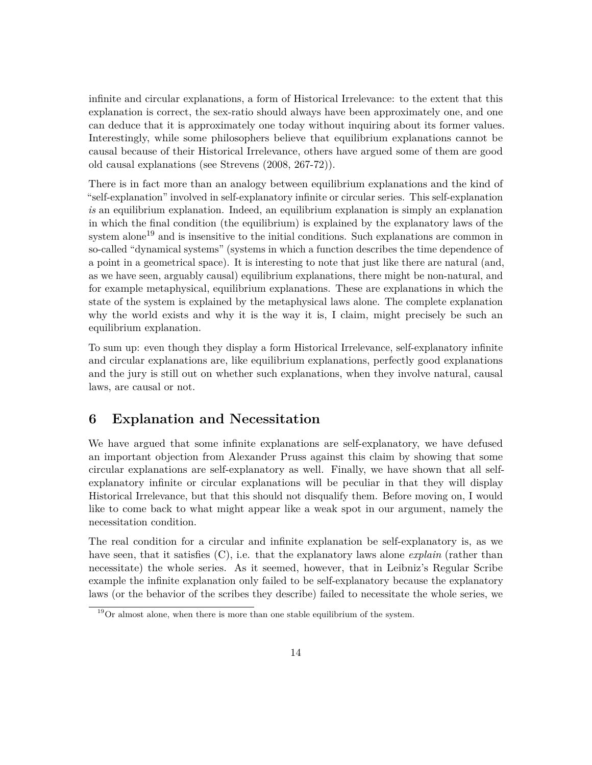infinite and circular explanations, a form of Historical Irrelevance: to the extent that this explanation is correct, the sex-ratio should always have been approximately one, and one can deduce that it is approximately one today without inquiring about its former values. Interestingly, while some philosophers believe that equilibrium explanations cannot be causal because of their Historical Irrelevance, others have argued some of them are good old causal explanations (see Strevens (2008, 267-72)).

There is in fact more than an analogy between equilibrium explanations and the kind of "self-explanation" involved in self-explanatory infinite or circular series. This self-explanation *is* an equilibrium explanation. Indeed, an equilibrium explanation is simply an explanation in which the final condition (the equilibrium) is explained by the explanatory laws of the system alone[19] and is insensitive to the initial conditions. Such explanations are common in so-called "dynamical systems" (systems in which a function describes the time dependence of a point in a geometrical space). It is interesting to note that just like there are natural (and, as we have seen, arguably causal) equilibrium explanations, there might be non-natural, and for example metaphysical, equilibrium explanations. These are explanations in which the state of the system is explained by the metaphysical laws alone. The complete explanation why the world exists and why it is the way it is, I claim, might precisely be such an equilibrium explanation.

To sum up: even though they display a form Historical Irrelevance, self-explanatory infinite and circular explanations are, like equilibrium explanations, perfectly good explanations and the jury is still out on whether such explanations, when they involve natural, causal laws, are causal or not.

## 6 Explanation and Necessitation

We have argued that some infinite explanations are self-explanatory, we have defused an important objection from Alexander Pruss against this claim by showing that some circular explanations are self-explanatory as well. Finally, we have shown that all self-explanatory infinite or circular explanations will be peculiar in that they will display Historical Irrelevance, but that this should not disqualify them. Before moving on, I would like to come back to what might appear like a weak spot in our argument, namely the necessitation condition.

The real condition for a circular and infinite explanation be self-explanatory is, as we have seen, that it satisfies (C), i.e. that the explanatory laws alone *explain* (rather than necessitate) the whole series. As it seemed, however, that in Leibniz's Regular Scribe example the infinite explanation only failed to be self-explanatory because the explanatory laws (or the behavior of the scribes they describe) failed to necessitate the whole series, we

[19] Or almost alone, when there is more than one stable equilibrium of the system.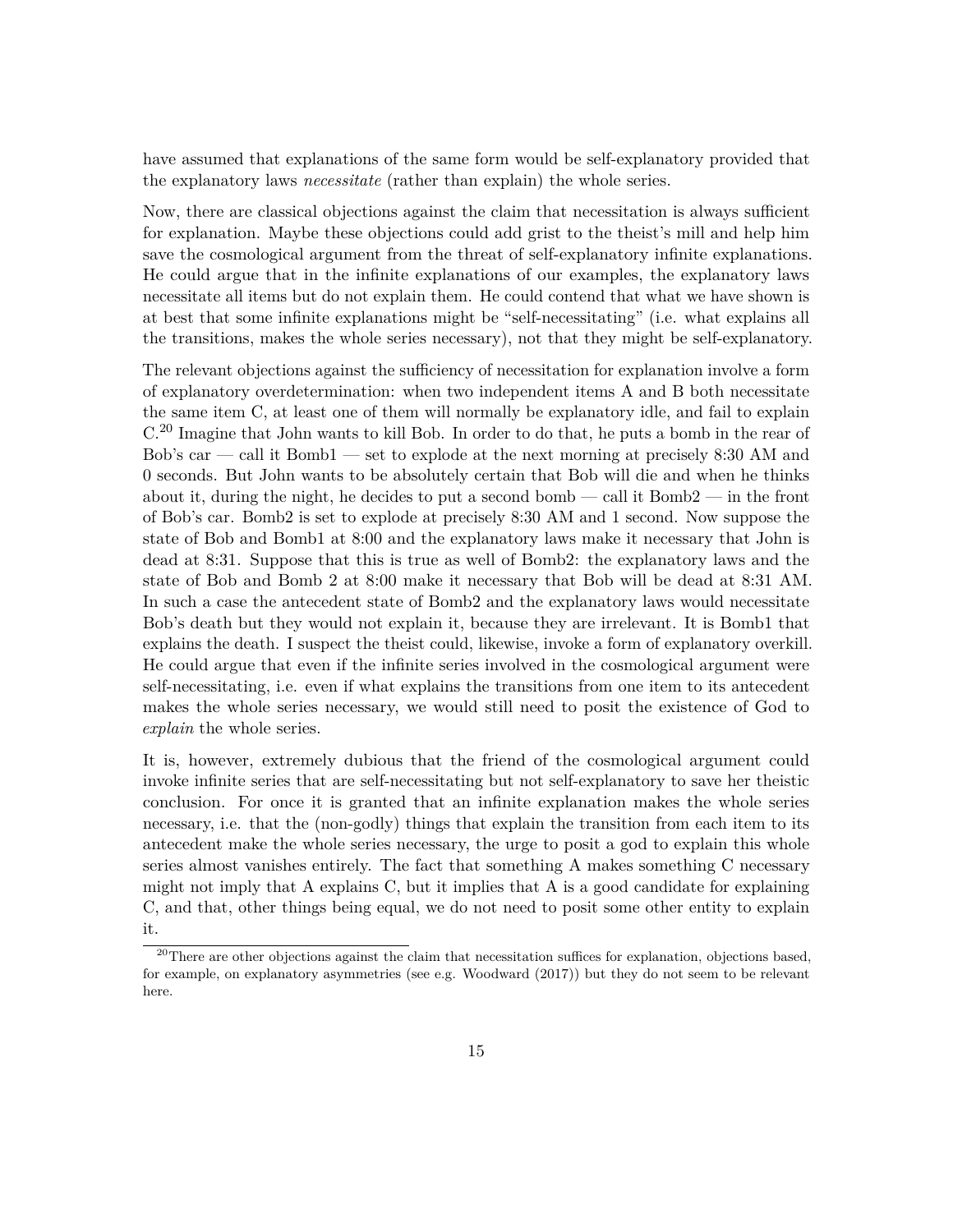have assumed that explanations of the same form would be self-explanatory provided that the explanatory laws *necessitate* (rather than explain) the whole series.

Now, there are classical objections against the claim that necessitation is always sufficient for explanation. Maybe these objections could add grist to the theist's mill and help him save the cosmological argument from the threat of self-explanatory infinite explanations. He could argue that in the infinite explanations of our examples, the explanatory laws necessitate all items but do not explain them. He could contend that what we have shown is at best that some infinite explanations might be "self-necessitating" (i.e. what explains all the transitions, makes the whole series necessary), not that they might be self-explanatory.

The relevant objections against the sufficiency of necessitation for explanation involve a form of explanatory overdetermination: when two independent items A and B both necessitate the same item C, at least one of them will normally be explanatory idle, and fail to explain C.[20] Imagine that John wants to kill Bob. In order to do that, he puts a bomb in the rear of Bob's car — call it Bomb1 — set to explode at the next morning at precisely 8:30 AM and 0 seconds. But John wants to be absolutely certain that Bob will die and when he thinks about it, during the night, he decides to put a second bomb — call it Bomb2 — in the front of Bob's car. Bomb2 is set to explode at precisely 8:30 AM and 1 second. Now suppose the state of Bob and Bomb1 at 8:00 and the explanatory laws make it necessary that John is dead at 8:31. Suppose that this is true as well of Bomb2: the explanatory laws and the state of Bob and Bomb 2 at 8:00 make it necessary that Bob will be dead at 8:31 AM. In such a case the antecedent state of Bomb2 and the explanatory laws would necessitate Bob's death but they would not explain it, because they are irrelevant. It is Bomb1 that explains the death. I suspect the theist could, likewise, invoke a form of explanatory overkill. He could argue that even if the infinite series involved in the cosmological argument were self-necessitating, i.e. even if what explains the transitions from one item to its antecedent makes the whole series necessary, we would still need to posit the existence of God to *explain* the whole series.

It is, however, extremely dubious that the friend of the cosmological argument could invoke infinite series that are self-necessitating but not self-explanatory to save her theistic conclusion. For once it is granted that an infinite explanation makes the whole series necessary, i.e. that the (non-godly) things that explain the transition from each item to its antecedent make the whole series necessary, the urge to posit a god to explain this whole series almost vanishes entirely. The fact that something A makes something C necessary might not imply that A explains C, but it implies that A is a good candidate for explaining C, and that, other things being equal, we do not need to posit some other entity to explain it.

[20] There are other objections against the claim that necessitation suffices for explanation, objections based, for example, on explanatory asymmetries (see e.g. Woodward (2017)) but they do not seem to be relevant here.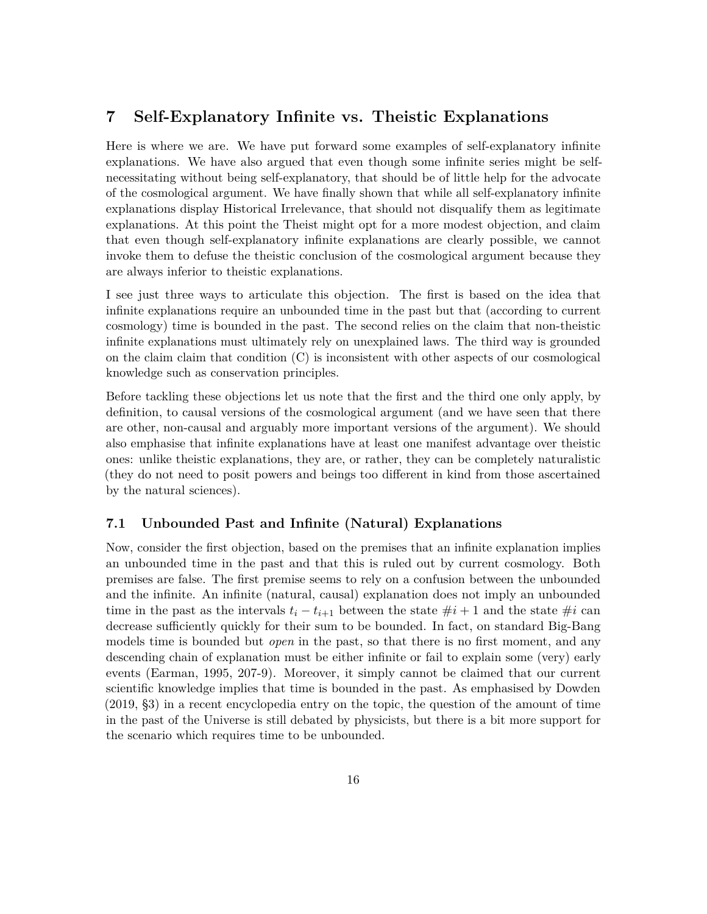## 7 Self-Explanatory Infinite vs. Theistic Explanations

Here is where we are. We have put forward some examples of self-explanatory infinite explanations. We have also argued that even though some infinite series might be self-necessitating without being self-explanatory, that should be of little help for the advocate of the cosmological argument. We have finally shown that while all self-explanatory infinite explanations display Historical Irrelevance, that should not disqualify them as legitimate explanations. At this point the Theist might opt for a more modest objection, and claim that even though self-explanatory infinite explanations are clearly possible, we cannot invoke them to defuse the theistic conclusion of the cosmological argument because they are always inferior to theistic explanations.

I see just three ways to articulate this objection. The first is based on the idea that infinite explanations require an unbounded time in the past but that (according to current cosmology) time is bounded in the past. The second relies on the claim that non-theistic infinite explanations must ultimately rely on unexplained laws. The third way is grounded on the claim claim that condition (C) is inconsistent with other aspects of our cosmological knowledge such as conservation principles.

Before tackling these objections let us note that the first and the third one only apply, by definition, to causal versions of the cosmological argument (and we have seen that there are other, non-causal and arguably more important versions of the argument). We should also emphasise that infinite explanations have at least one manifest advantage over theistic ones: unlike theistic explanations, they are, or rather, they can be completely naturalistic (they do not need to posit powers and beings too different in kind from those ascertained by the natural sciences).

### 7.1 Unbounded Past and Infinite (Natural) Explanations

Now, consider the first objection, based on the premises that an infinite explanation implies an unbounded time in the past and that this is ruled out by current cosmology. Both premises are false. The first premise seems to rely on a confusion between the unbounded and the infinite. An infinite (natural, causal) explanation does not imply an unbounded time in the past as the intervals $t_i - t_{i+1}$ between the state $\#i+1$ and the state $\#i$ can decrease sufficiently quickly for their sum to be bounded. In fact, on standard Big-Bang models time is bounded but *open* in the past, so that there is no first moment, and any descending chain of explanation must be either infinite or fail to explain some (very) early events (Earman, 1995, 207-9). Moreover, it simply cannot be claimed that our current scientific knowledge implies that time is bounded in the past. As emphasised by Dowden (2019, §3) in a recent encyclopedia entry on the topic, the question of the amount of time in the past of the Universe is still debated by physicists, but there is a bit more support for the scenario which requires time to be unbounded.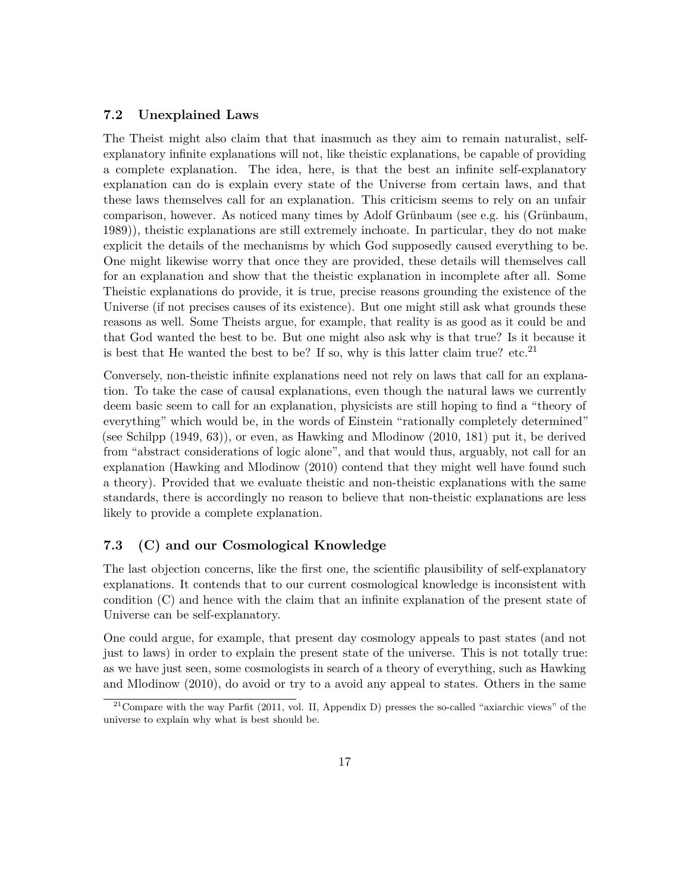## 7.2 Unexplained Laws

The Theist might also claim that that inasmuch as they aim to remain naturalist, self-explanatory infinite explanations will not, like theistic explanations, be capable of providing a complete explanation. The idea, here, is that the best an infinite self-explanatory explanation can do is explain every state of the Universe from certain laws, and that these laws themselves call for an explanation. This criticism seems to rely on an unfair comparison, however. As noticed many times by Adolf Grünbaum (see e.g. his (Grünbaum, 1989)), theistic explanations are still extremely inchoate. In particular, they do not make explicit the details of the mechanisms by which God supposedly caused everything to be. One might likewise worry that once they are provided, these details will themselves call for an explanation and show that the theistic explanation in incomplete after all. Some Theistic explanations do provide, it is true, precise reasons grounding the existence of the Universe (if not precises causes of its existence). But one might still ask what grounds these reasons as well. Some Theists argue, for example, that reality is as good as it could be and that God wanted the best to be. But one might also ask why is that true? Is it because it is best that He wanted the best to be? If so, why is this latter claim true? etc.[21]

Conversely, non-theistic infinite explanations need not rely on laws that call for an explanation. To take the case of causal explanations, even though the natural laws we currently deem basic seem to call for an explanation, physicists are still hoping to find a "theory of everything" which would be, in the words of Einstein "rationally completely determined" (see Schilpp (1949, 63)), or even, as Hawking and Mlodinow (2010, 181) put it, be derived from "abstract considerations of logic alone", and that would thus, arguably, not call for an explanation (Hawking and Mlodinow (2010) contend that they might well have found such a theory). Provided that we evaluate theistic and non-theistic explanations with the same standards, there is accordingly no reason to believe that non-theistic explanations are less likely to provide a complete explanation.

## 7.3 (C) and our Cosmological Knowledge

The last objection concerns, like the first one, the scientific plausibility of self-explanatory explanations. It contends that to our current cosmological knowledge is inconsistent with condition (C) and hence with the claim that an infinite explanation of the present state of Universe can be self-explanatory.

One could argue, for example, that present day cosmology appeals to past states (and not just to laws) in order to explain the present state of the universe. This is not totally true: as we have just seen, some cosmologists in search of a theory of everything, such as Hawking and Mlodinow (2010), do avoid or try to a avoid any appeal to states. Others in the same

[21] Compare with the way Parfit (2011, vol. II, Appendix D) presses the so-called "axiarchic views" of the universe to explain why what is best should be.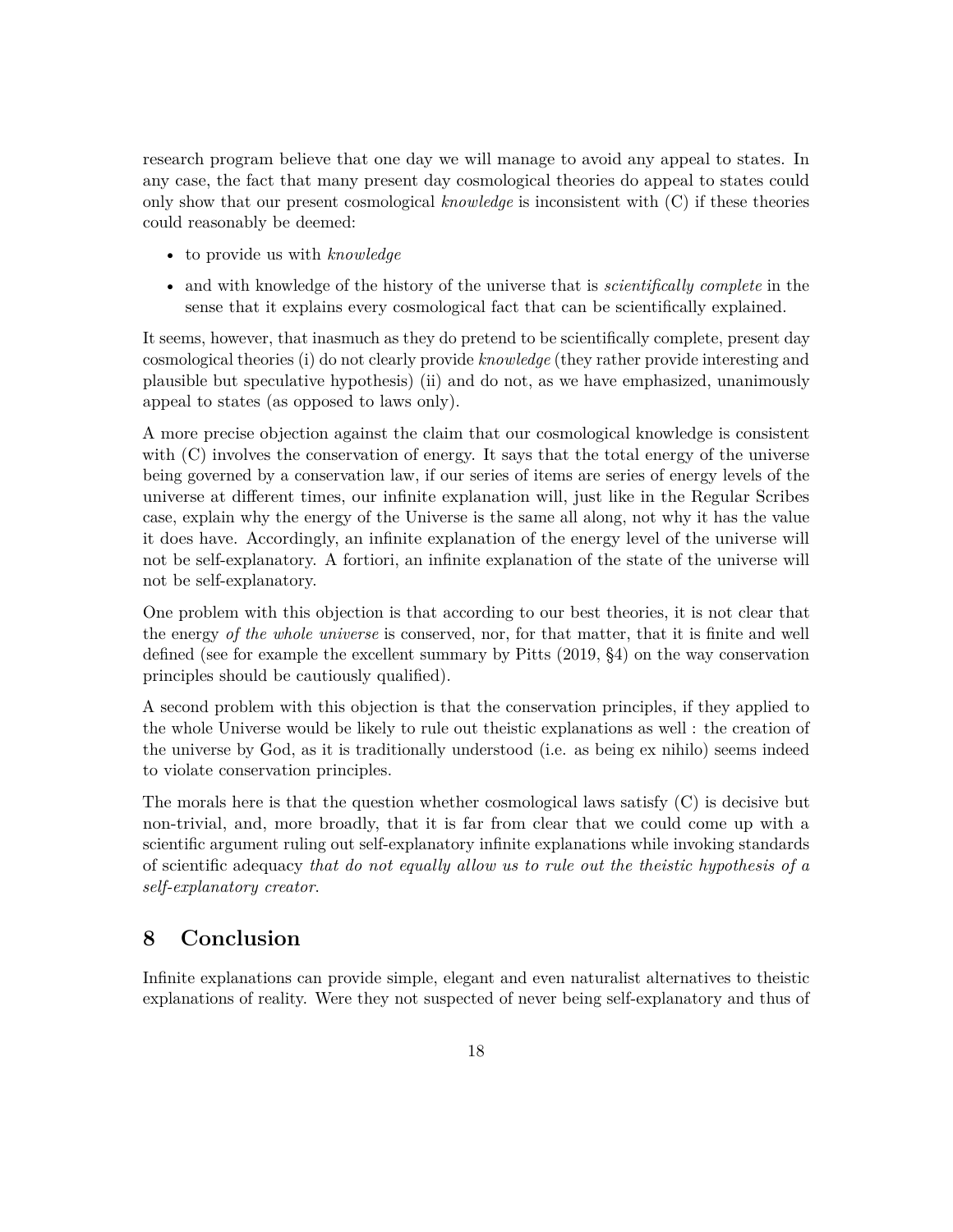research program believe that one day we will manage to avoid any appeal to states. In any case, the fact that many present day cosmological theories do appeal to states could only show that our present cosmological *knowledge* is inconsistent with (C) if these theories could reasonably be deemed:

- to provide us with *knowledge*
- and with knowledge of the history of the universe that is *scientifically complete* in the sense that it explains every cosmological fact that can be scientifically explained.

It seems, however, that inasmuch as they do pretend to be scientifically complete, present day cosmological theories (i) do not clearly provide *knowledge* (they rather provide interesting and plausible but speculative hypothesis) (ii) and do not, as we have emphasized, unanimously appeal to states (as opposed to laws only).

A more precise objection against the claim that our cosmological knowledge is consistent with (C) involves the conservation of energy. It says that the total energy of the universe being governed by a conservation law, if our series of items are series of energy levels of the universe at different times, our infinite explanation will, just like in the Regular Scribes case, explain why the energy of the Universe is the same all along, not why it has the value it does have. Accordingly, an infinite explanation of the energy level of the universe will not be self-explanatory. A fortiori, an infinite explanation of the state of the universe will not be self-explanatory.

One problem with this objection is that according to our best theories, it is not clear that the energy *of the whole universe* is conserved, nor, for that matter, that it is finite and well defined (see for example the excellent summary by Pitts (2019, §4) on the way conservation principles should be cautiously qualified).

A second problem with this objection is that the conservation principles, if they applied to the whole Universe would be likely to rule out theistic explanations as well : the creation of the universe by God, as it is traditionally understood (i.e. as being ex nihilo) seems indeed to violate conservation principles.

The morals here is that the question whether cosmological laws satisfy (C) is decisive but non-trivial, and, more broadly, that it is far from clear that we could come up with a scientific argument ruling out self-explanatory infinite explanations while invoking standards of scientific adequacy *that do not equally allow us to rule out the theistic hypothesis of a self-explanatory creator*.

## 8 Conclusion

Infinite explanations can provide simple, elegant and even naturalist alternatives to theistic explanations of reality. Were they not suspected of never being self-explanatory and thus of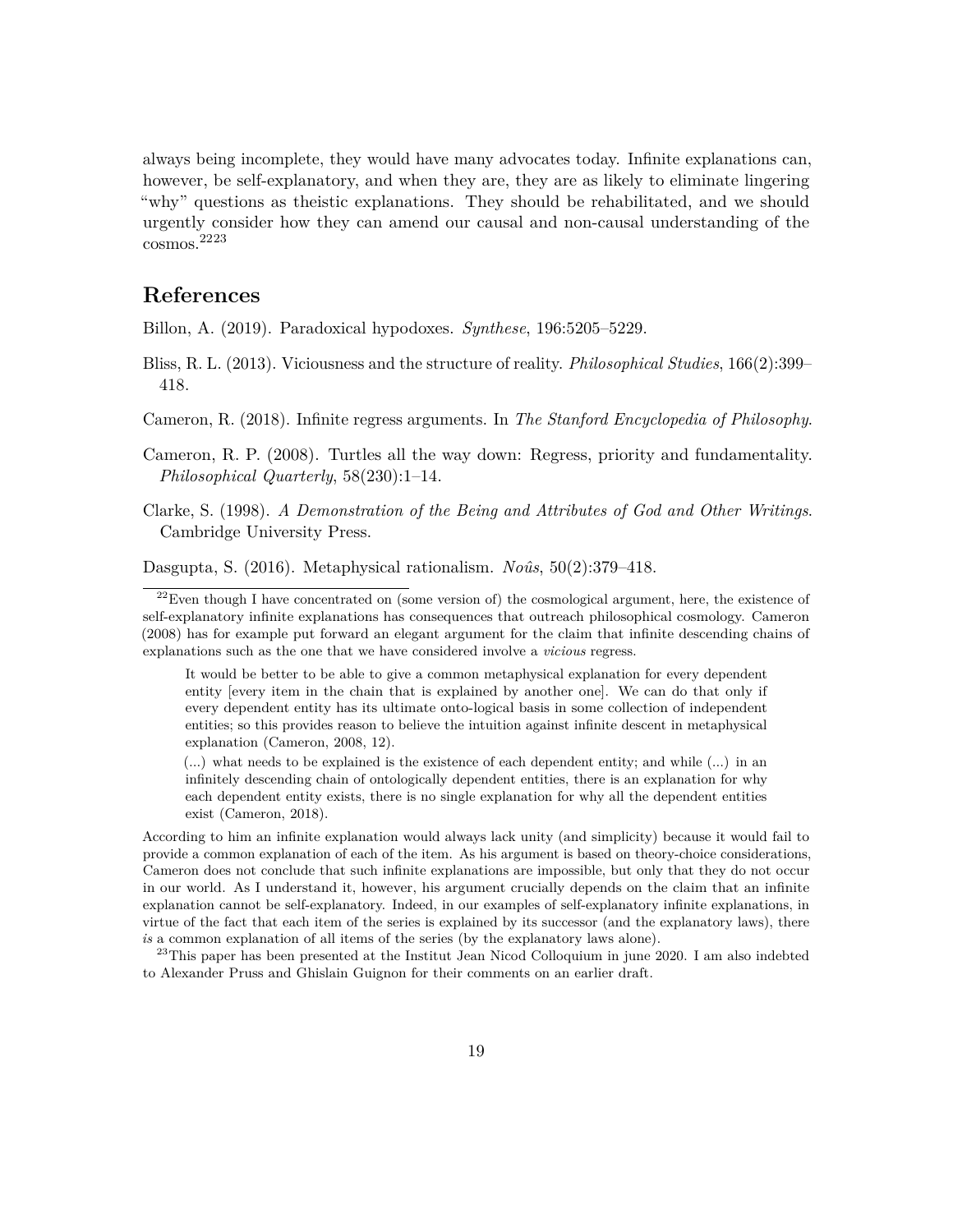always being incomplete, they would have many advocates today. Infinite explanations can, however, be self-explanatory, and when they are, they are as likely to eliminate lingering "why" questions as theistic explanations. They should be rehabilitated, and we should urgently consider how they can amend our causal and non-causal understanding of the cosmos.[22][23]

## References

Billon, A. (2019). Paradoxical hypodoxes. *Synthese*, 196:5205–5229.

Bliss, R. L. (2013). Viciousness and the structure of reality. *Philosophical Studies*, 166(2):399–418.

Cameron, R. (2018). Infinite regress arguments. In *The Stanford Encyclopedia of Philosophy*.

Cameron, R. P. (2008). Turtles all the way down: Regress, priority and fundamentality. *Philosophical Quarterly*, 58(230):1–14.

Clarke, S. (1998). *A Demonstration of the Being and Attributes of God and Other Writings*. Cambridge University Press.

Dasgupta, S. (2016). Metaphysical rationalism. *Noûs*, 50(2):379–418.

---

[22] Even though I have concentrated on (some version of) the cosmological argument, here, the existence of self-explanatory infinite explanations has consequences that outreach philosophical cosmology. Cameron (2008) has for example put forward an elegant argument for the claim that infinite descending chains of explanations such as the one that we have considered involve a *vicious* regress.

> It would be better to be able to give a common metaphysical explanation for every dependent entity [every item in the chain that is explained by another one]. We can do that only if every dependent entity has its ultimate onto-logical basis in some collection of independent entities; so this provides reason to believe the intuition against infinite descent in metaphysical explanation (Cameron, 2008, 12).
>
> (...) what needs to be explained is the existence of each dependent entity; and while (...) in an infinitely descending chain of ontologically dependent entities, there is an explanation for why each dependent entity exists, there is no single explanation for why all the dependent entities exist (Cameron, 2018).

According to him an infinite explanation would always lack unity (and simplicity) because it would fail to provide a common explanation of each of the item. As his argument is based on theory-choice considerations, Cameron does not conclude that such infinite explanations are impossible, but only that they do not occur in our world. As I understand it, however, his argument crucially depends on the claim that an infinite explanation cannot be self-explanatory. Indeed, in our examples of self-explanatory infinite explanations, in virtue of the fact that each item of the series is explained by its successor (and the explanatory laws), there *is* a common explanation of all items of the series (by the explanatory laws alone).

[23] This paper has been presented at the Institut Jean Nicod Colloquium in june 2020. I am also indebted to Alexander Pruss and Ghislain Guignon for their comments on an earlier draft.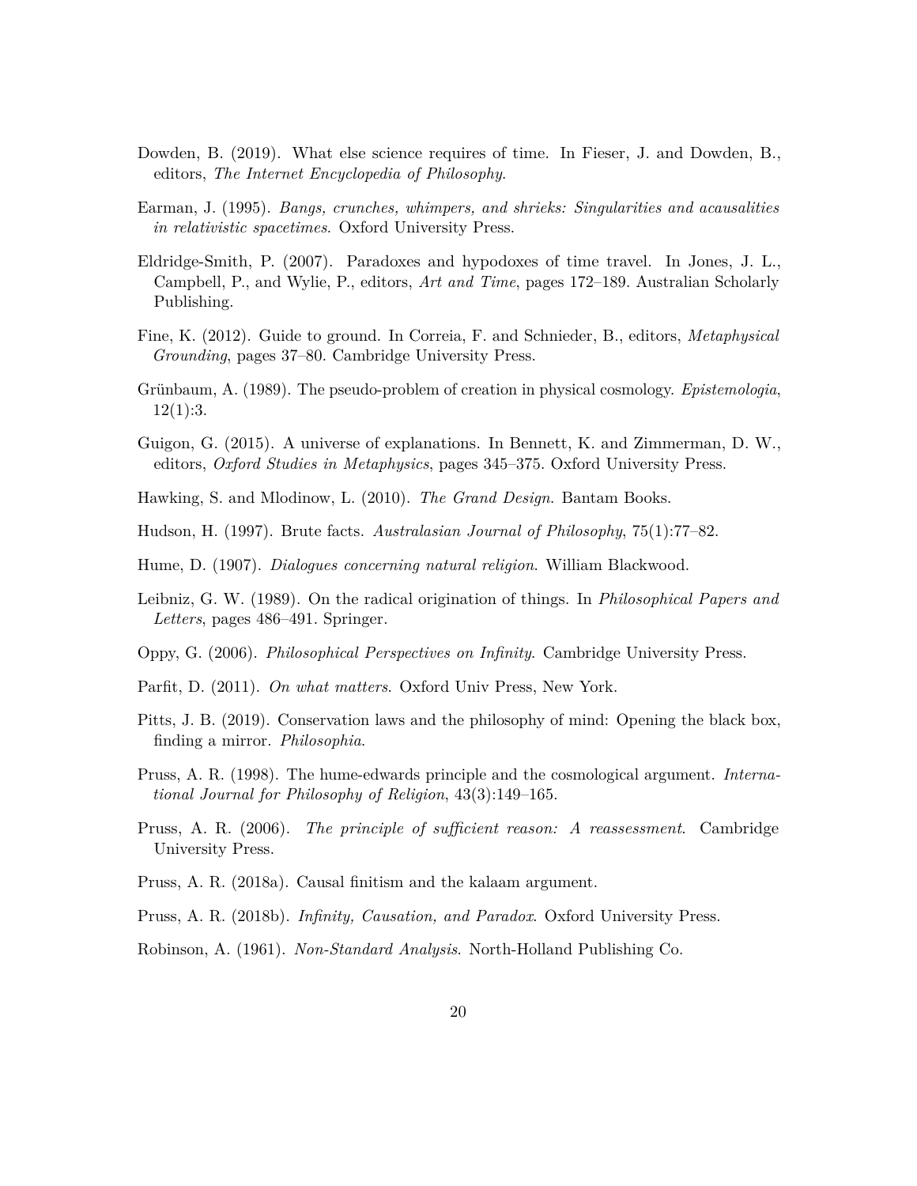Dowden, B. (2019). What else science requires of time. In Fieser, J. and Dowden, B., editors, *The Internet Encyclopedia of Philosophy*.

Earman, J. (1995). *Bangs, crunches, whimpers, and shrieks: Singularities and acausalities in relativistic spacetimes*. Oxford University Press.

Eldridge-Smith, P. (2007). Paradoxes and hypodoxes of time travel. In Jones, J. L., Campbell, P., and Wylie, P., editors, *Art and Time*, pages 172–189. Australian Scholarly Publishing.

Fine, K. (2012). Guide to ground. In Correia, F. and Schnieder, B., editors, *Metaphysical Grounding*, pages 37–80. Cambridge University Press.

Grünbaum, A. (1989). The pseudo-problem of creation in physical cosmology. *Epistemologia*, 12(1):3.

Guigon, G. (2015). A universe of explanations. In Bennett, K. and Zimmerman, D. W., editors, *Oxford Studies in Metaphysics*, pages 345–375. Oxford University Press.

Hawking, S. and Mlodinow, L. (2010). *The Grand Design*. Bantam Books.

Hudson, H. (1997). Brute facts. *Australasian Journal of Philosophy*, 75(1):77–82.

Hume, D. (1907). *Dialogues concerning natural religion*. William Blackwood.

Leibniz, G. W. (1989). On the radical origination of things. In *Philosophical Papers and Letters*, pages 486–491. Springer.

Oppy, G. (2006). *Philosophical Perspectives on Infinity*. Cambridge University Press.

Parfit, D. (2011). *On what matters*. Oxford Univ Press, New York.

Pitts, J. B. (2019). Conservation laws and the philosophy of mind: Opening the black box, finding a mirror. *Philosophia*.

Pruss, A. R. (1998). The hume-edwards principle and the cosmological argument. *International Journal for Philosophy of Religion*, 43(3):149–165.

Pruss, A. R. (2006). *The principle of sufficient reason: A reassessment*. Cambridge University Press.

Pruss, A. R. (2018a). Causal finitism and the kalaam argument.

Pruss, A. R. (2018b). *Infinity, Causation, and Paradox*. Oxford University Press.

Robinson, A. (1961). *Non-Standard Analysis*. North-Holland Publishing Co.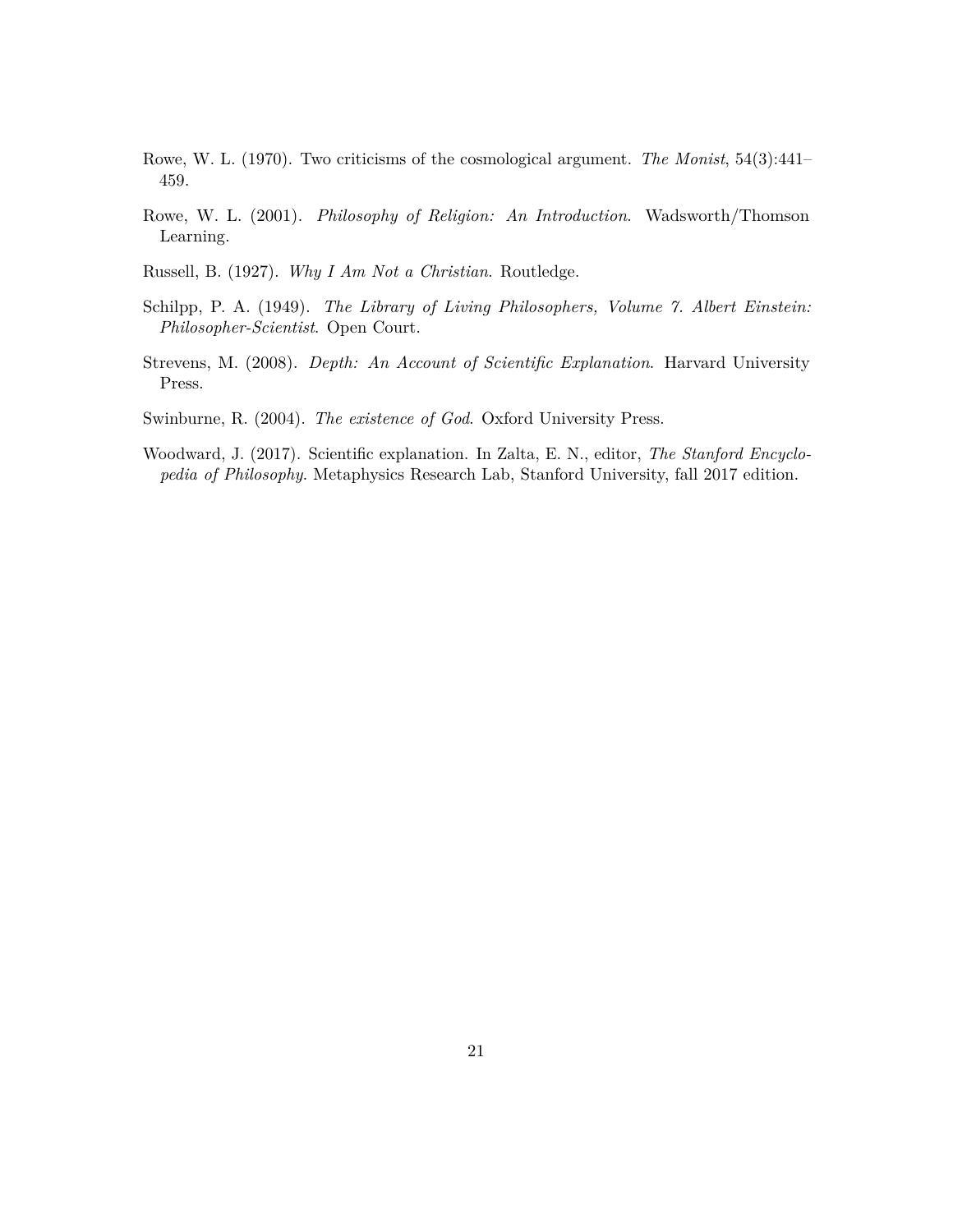Rowe, W. L. (1970). Two criticisms of the cosmological argument. *The Monist*, 54(3):441–459.

Rowe, W. L. (2001). *Philosophy of Religion: An Introduction*. Wadsworth/Thomson Learning.

Russell, B. (1927). *Why I Am Not a Christian*. Routledge.

Schilpp, P. A. (1949). *The Library of Living Philosophers, Volume 7. Albert Einstein: Philosopher-Scientist*. Open Court.

Strevens, M. (2008). *Depth: An Account of Scientific Explanation*. Harvard University Press.

Swinburne, R. (2004). *The existence of God*. Oxford University Press.

Woodward, J. (2017). Scientific explanation. In Zalta, E. N., editor, *The Stanford Encyclopedia of Philosophy*. Metaphysics Research Lab, Stanford University, fall 2017 edition.